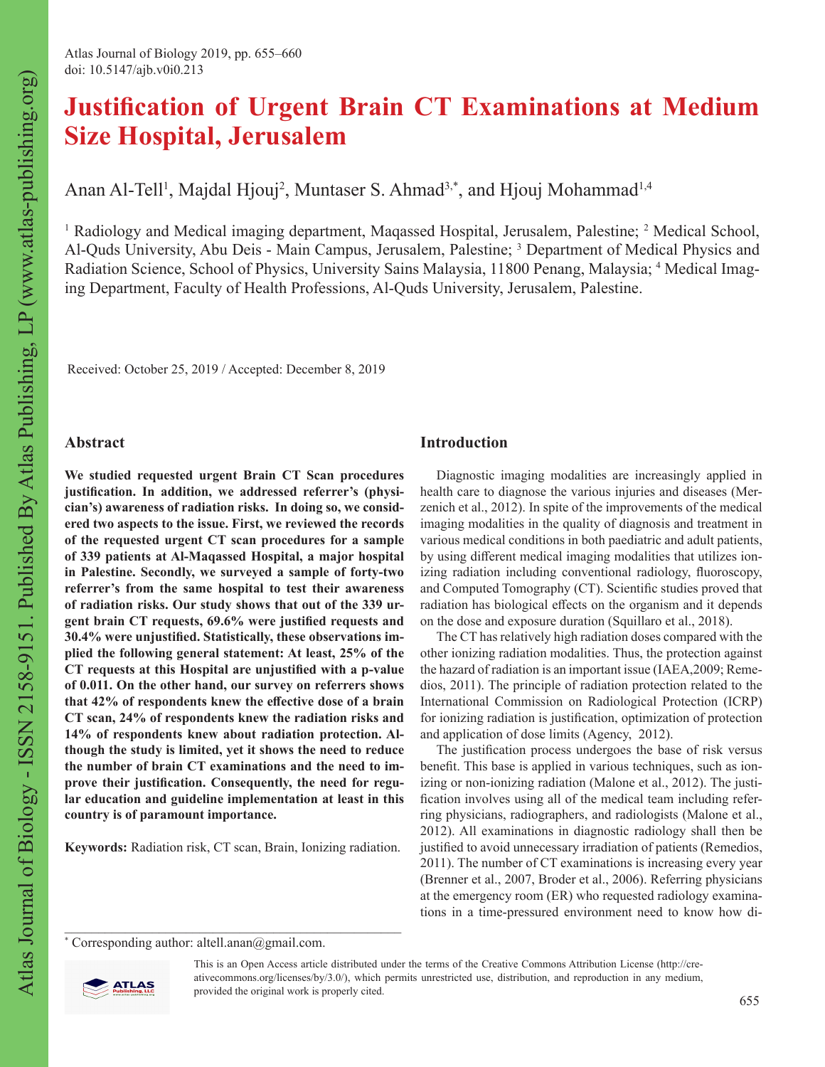# Justification of Urgent Brain CT Examinations at Medium Size Hospital, Jerusalem

Anan Al-Tell[1], Majdal Hjouj[2], Muntaser S. Ahmad[3,*], and Hjouj Mohammad[1,4]

[1] Radiology and Medical imaging department, Maqassed Hospital, Jerusalem, Palestine; [2] Medical School, Al-Quds University, Abu Deis - Main Campus, Jerusalem, Palestine; [3] Department of Medical Physics and Radiation Science, School of Physics, University Sains Malaysia, 11800 Penang, Malaysia; [4] Medical Imaging Department, Faculty of Health Professions, Al-Quds University, Jerusalem, Palestine.

Received: October 25, 2019 / Accepted: December 8, 2019

## Abstract

**We studied requested urgent Brain CT Scan procedures justification. In addition, we addressed referrer's (physician's) awareness of radiation risks. In doing so, we considered two aspects to the issue. First, we reviewed the records of the requested urgent CT scan procedures for a sample of 339 patients at Al-Maqassed Hospital, a major hospital in Palestine. Secondly, we surveyed a sample of forty-two referrer's from the same hospital to test their awareness of radiation risks. Our study shows that out of the 339 urgent brain CT requests, 69.6% were justified requests and 30.4% were unjustified. Statistically, these observations implied the following general statement: At least, 25% of the CT requests at this Hospital are unjustified with a p-value of 0.011. On the other hand, our survey on referrers shows that 42% of respondents knew the effective dose of a brain CT scan, 24% of respondents knew the radiation risks and 14% of respondents knew about radiation protection. Although the study is limited, yet it shows the need to reduce the number of brain CT examinations and the need to improve their justification. Consequently, the need for regular education and guideline implementation at least in this country is of paramount importance.**

**Keywords:** Radiation risk, CT scan, Brain, Ionizing radiation.

## Introduction

Diagnostic imaging modalities are increasingly applied in health care to diagnose the various injuries and diseases (Merzenich et al., 2012). In spite of the improvements of the medical imaging modalities in the quality of diagnosis and treatment in various medical conditions in both paediatric and adult patients, by using different medical imaging modalities that utilizes ionizing radiation including conventional radiology, fluoroscopy, and Computed Tomography (CT). Scientific studies proved that radiation has biological effects on the organism and it depends on the dose and exposure duration (Squillaro et al., 2018).

The CT has relatively high radiation doses compared with the other ionizing radiation modalities. Thus, the protection against the hazard of radiation is an important issue (IAEA,2009; Remedios, 2011). The principle of radiation protection related to the International Commission on Radiological Protection (ICRP) for ionizing radiation is justification, optimization of protection and application of dose limits (Agency, 2012).

The justification process undergoes the base of risk versus benefit. This base is applied in various techniques, such as ionizing or non-ionizing radiation (Malone et al., 2012). The justification involves using all of the medical team including referring physicians, radiographers, and radiologists (Malone et al., 2012). All examinations in diagnostic radiology shall then be justified to avoid unnecessary irradiation of patients (Remedios, 2011). The number of CT examinations is increasing every year (Brenner et al., 2007, Broder et al., 2006). Referring physicians at the emergency room (ER) who requested radiology examinations in a time-pressured environment need to know how di-

[*] Corresponding author: altell.anan@gmail.com.

This is an Open Access article distributed under the terms of the Creative Commons Attribution License (http://creativecommons.org/licenses/by/3.0/), which permits unrestricted use, distribution, and reproduction in any medium, provided the original work is properly cited.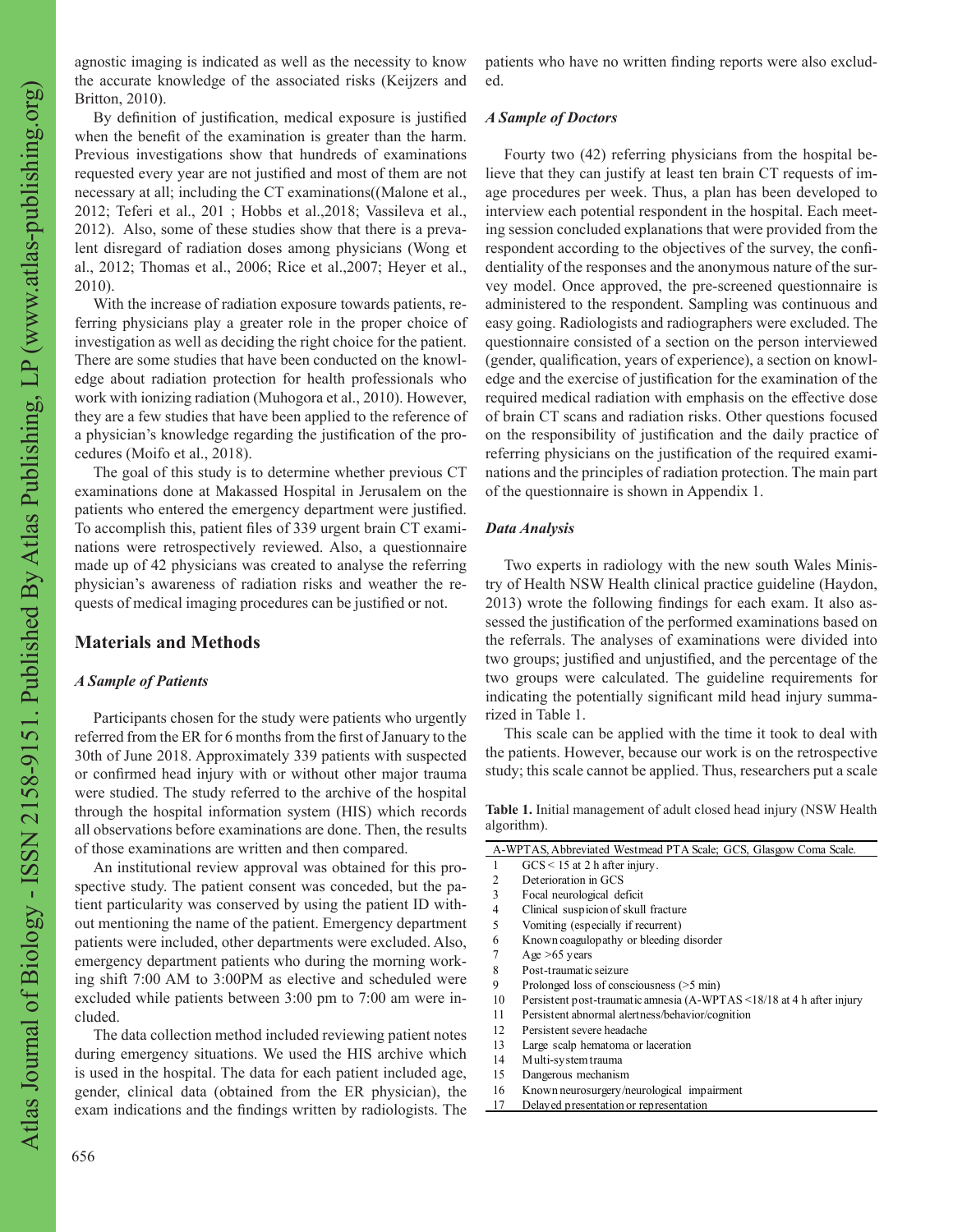agnostic imaging is indicated as well as the necessity to know the accurate knowledge of the associated risks (Keijzers and Britton, 2010).

By definition of justification, medical exposure is justified when the benefit of the examination is greater than the harm. Previous investigations show that hundreds of examinations requested every year are not justified and most of them are not necessary at all; including the CT examinations((Malone et al., 2012; Teferi et al., 201 ; Hobbs et al.,2018; Vassileva et al., 2012). Also, some of these studies show that there is a prevalent disregard of radiation doses among physicians (Wong et al., 2012; Thomas et al., 2006; Rice et al.,2007; Heyer et al., 2010).

With the increase of radiation exposure towards patients, referring physicians play a greater role in the proper choice of investigation as well as deciding the right choice for the patient. There are some studies that have been conducted on the knowledge about radiation protection for health professionals who work with ionizing radiation (Muhogora et al., 2010). However, they are a few studies that have been applied to the reference of a physician's knowledge regarding the justification of the procedures (Moifo et al., 2018).

The goal of this study is to determine whether previous CT examinations done at Makassed Hospital in Jerusalem on the patients who entered the emergency department were justified. To accomplish this, patient files of 339 urgent brain CT examinations were retrospectively reviewed. Also, a questionnaire made up of 42 physicians was created to analyse the referring physician's awareness of radiation risks and weather the requests of medical imaging procedures can be justified or not.

## Materials and Methods

### *A Sample of Patients*

Participants chosen for the study were patients who urgently referred from the ER for 6 months from the first of January to the 30th of June 2018. Approximately 339 patients with suspected or confirmed head injury with or without other major trauma were studied. The study referred to the archive of the hospital through the hospital information system (HIS) which records all observations before examinations are done. Then, the results of those examinations are written and then compared.

An institutional review approval was obtained for this prospective study. The patient consent was conceded, but the patient particularity was conserved by using the patient ID without mentioning the name of the patient. Emergency department patients were included, other departments were excluded. Also, emergency department patients who during the morning working shift 7:00 AM to 3:00PM as elective and scheduled were excluded while patients between 3:00 pm to 7:00 am were included.

The data collection method included reviewing patient notes during emergency situations. We used the HIS archive which is used in the hospital. The data for each patient included age, gender, clinical data (obtained from the ER physician), the exam indications and the findings written by radiologists. The patients who have no written finding reports were also excluded.

### *A Sample of Doctors*

Fourty two (42) referring physicians from the hospital believe that they can justify at least ten brain CT requests of image procedures per week. Thus, a plan has been developed to interview each potential respondent in the hospital. Each meeting session concluded explanations that were provided from the respondent according to the objectives of the survey, the confidentiality of the responses and the anonymous nature of the survey model. Once approved, the pre-screened questionnaire is administered to the respondent. Sampling was continuous and easy going. Radiologists and radiographers were excluded. The questionnaire consisted of a section on the person interviewed (gender, qualification, years of experience), a section on knowledge and the exercise of justification for the examination of the required medical radiation with emphasis on the effective dose of brain CT scans and radiation risks. Other questions focused on the responsibility of justification and the daily practice of referring physicians on the justification of the required examinations and the principles of radiation protection. The main part of the questionnaire is shown in Appendix 1.

### *Data Analysis*

Two experts in radiology with the new south Wales Ministry of Health NSW Health clinical practice guideline (Haydon, 2013) wrote the following findings for each exam. It also assessed the justification of the performed examinations based on the referrals. The analyses of examinations were divided into two groups; justified and unjustified, and the percentage of the two groups were calculated. The guideline requirements for indicating the potentially significant mild head injury summarized in Table 1.

This scale can be applied with the time it took to deal with the patients. However, because our work is on the retrospective study; this scale cannot be applied. Thus, researchers put a scale

**Table 1.** Initial management of adult closed head injury (NSW Health algorithm).

| A-WPTAS, Abbreviated Westmead PTA Scale; GCS, Glasgow Coma Scale. | |
|---|---|
| 1 | GCS < 15 at 2 h after injury. |
| 2 | Deterioration in GCS |
| 3 | Focal neurological deficit |
| 4 | Clinical suspicion of skull fracture |
| 5 | Vomiting (especially if recurrent) |
| 6 | Known coagulopathy or bleeding disorder |
| 7 | Age >65 years |
| 8 | Post-traumatic seizure |
| 9 | Prolonged loss of consciousness (>5 min) |
| 10 | Persistent post-traumatic amnesia (A-WPTAS <18/18 at 4 h after injury |
| 11 | Persistent abnormal alertness/behavior/cognition |
| 12 | Persistent severe headache |
| 13 | Large scalp hematoma or laceration |
| 14 | Multi-system trauma |
| 15 | Dangerous mechanism |
| 16 | Known neurosurgery/neurological impairment |
| 17 | Delayed presentation or representation |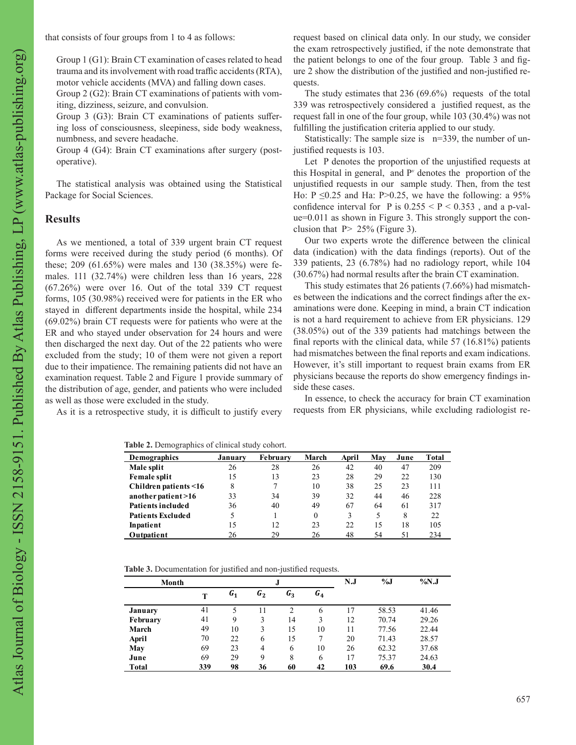that consists of four groups from 1 to 4 as follows:

Group 1 (G1): Brain CT examination of cases related to head trauma and its involvement with road traffic accidents (RTA), motor vehicle accidents (MVA) and falling down cases.

Group 2 (G2): Brain CT examinations of patients with vomiting, dizziness, seizure, and convulsion.

Group 3 (G3): Brain CT examinations of patients suffering loss of consciousness, sleepiness, side body weakness, numbness, and severe headache.

Group 4 (G4): Brain CT examinations after surgery (postoperative).

The statistical analysis was obtained using the Statistical Package for Social Sciences.

## Results

As we mentioned, a total of 339 urgent brain CT request forms were received during the study period (6 months). Of these; 209 (61.65%) were males and 130 (38.35%) were females. 111 (32.74%) were children less than 16 years, 228 (67.26%) were over 16. Out of the total 339 CT request forms, 105 (30.98%) received were for patients in the ER who stayed in different departments inside the hospital, while 234 (69.02%) brain CT requests were for patients who were at the ER and who stayed under observation for 24 hours and were then discharged the next day. Out of the 22 patients who were excluded from the study; 10 of them were not given a report due to their impatience. The remaining patients did not have an examination request. Table 2 and Figure 1 provide summary of the distribution of age, gender, and patients who were included as well as those were excluded in the study.

As it is a retrospective study, it is difficult to justify every request based on clinical data only. In our study, we consider the exam retrospectively justified, if the note demonstrate that the patient belongs to one of the four group. Table 3 and figure 2 show the distribution of the justified and non-justified requests.

The study estimates that 236 (69.6%) requests of the total 339 was retrospectively considered a justified request, as the request fall in one of the four group, while 103 (30.4%) was not fulfilling the justification criteria applied to our study.

Statistically: The sample size is n=339, the number of unjustified requests is 103.

Let P denotes the proportion of the unjustified requests at this Hospital in general, and $P^{v}$ denotes the proportion of the unjustified requests in our sample study. Then, from the test Ho: $P \leq 0.25$ and Ha: $P > 0.25$, we have the following: a 95% confidence interval for P is $0.255 < P < 0.353$, and a p-value=0.011 as shown in Figure 3. This strongly support the conclusion that $P > 25\%$ (Figure 3).

Our two experts wrote the difference between the clinical data (indication) with the data findings (reports). Out of the 339 patients, 23 (6.78%) had no radiology report, while 104 (30.67%) had normal results after the brain CT examination.

This study estimates that 26 patients (7.66%) had mismatches between the indications and the correct findings after the examinations were done. Keeping in mind, a brain CT indication is not a hard requirement to achieve from ER physicians. 129 (38.05%) out of the 339 patients had matchings between the final reports with the clinical data, while 57 (16.81%) patients had mismatches between the final reports and exam indications. However, it's still important to request brain exams from ER physicians because the reports do show emergency findings inside these cases.

In essence, to check the accuracy for brain CT examination requests from ER physicians, while excluding radiologist re-

**Table 2.** Demographics of clinical study cohort.

| Demographics | January | February | March | April | May | June | Total |
|---|---|---|---|---|---|---|---|
| **Male split** | 26 | 28 | 26 | 42 | 40 | 47 | 209 |
| **Female split** | 15 | 13 | 23 | 28 | 29 | 22 | 130 |
| **Children patients <16** | 8 | 7 | 10 | 38 | 25 | 23 | 111 |
| **another patient >16** | 33 | 34 | 39 | 32 | 44 | 46 | 228 |
| **Patients included** | 36 | 40 | 49 | 67 | 64 | 61 | 317 |
| **Patients Excluded** | 5 | 1 | 0 | 3 | 5 | 8 | 22 |
| **Inpatient** | 15 | 12 | 23 | 22 | 15 | 18 | 105 |
| **Outpatient** | 26 | 29 | 26 | 48 | 54 | 51 | 234 |

**Table 3.** Documentation for justified and non-justified requests.

| Month | | J | | | | N.J | %J | %N.J |
|---|---|---|---|---|---|---|---|---|
| | T | $G_1$ | $G_2$ | $G_3$ | $G_4$ | | | |
| **January** | 41 | 5 | 11 | 2 | 6 | 17 | 58.53 | 41.46 |
| **February** | 41 | 9 | 3 | 14 | 3 | 12 | 70.74 | 29.26 |
| **March** | 49 | 10 | 3 | 15 | 10 | 11 | 77.56 | 22.44 |
| **April** | 70 | 22 | 6 | 15 | 7 | 20 | 71.43 | 28.57 |
| **May** | 69 | 23 | 4 | 6 | 10 | 26 | 62.32 | 37.68 |
| **June** | 69 | 29 | 9 | 8 | 6 | 17 | 75.37 | 24.63 |
| **Total** | **339** | **98** | **36** | **60** | **42** | **103** | **69.6** | **30.4** |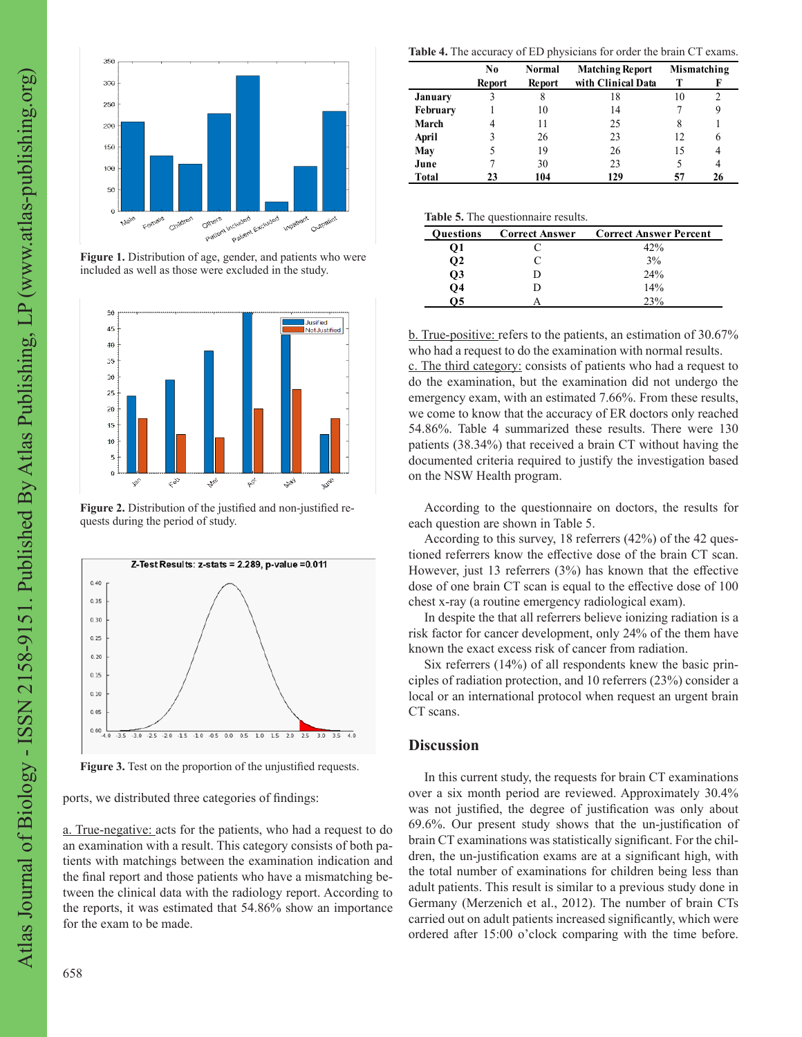350
300
250
200
150
100
50
0
Male
Female
Children
Others
Patient Included
Patient Excluded
Inpatient
Outpatient

**Figure 1.** Distribution of age, gender, and patients who were included as well as those were excluded in the study.

50
45
40
35
30
25
20
15
10
5
0
Jusified
NotJustified
Jan
Feb
Mar
Apr
May
June

**Figure 2.** Distribution of the justified and non-justified requests during the period of study.

Z-Test Results: z-stats = 2.289, p-value =0.011
0.40
0.35
0.30
0.25
0.20
0.15
0.10
0.05
0.00
-4.0 -3.5 -3.0 -2.5 -2.0 -1.5 -1.0 -0.5 0.0 0.5 1.0 1.5 2.0 2.5 3.0 3.5 4.0

**Figure 3.** Test on the proportion of the unjustified requests.

ports, we distributed three categories of findings:

a. True-negative: acts for the patients, who had a request to do an examination with a result. This category consists of both patients with matchings between the examination indication and the final report and those patients who have a mismatching between the clinical data with the radiology report. According to the reports, it was estimated that 54.86% show an importance for the exam to be made.

**Table 4.** The accuracy of ED physicians for order the brain CT exams.

| | No Report | Normal Report | Matching Report with Clinical Data | Mismatching | |
|---|---|---|---|---|---|
| | | | | T | F |
| **January** | 3 | 8 | 18 | 10 | 2 |
| **February** | 1 | 10 | 14 | 7 | 9 |
| **March** | 4 | 11 | 25 | 8 | 1 |
| **April** | 3 | 26 | 23 | 12 | 6 |
| **May** | 5 | 19 | 26 | 15 | 4 |
| **June** | 7 | 30 | 23 | 5 | 4 |
| **Total** | **23** | **104** | **129** | **57** | **26** |

**Table 5.** The questionnaire results.

| Questions | Correct Answer | Correct Answer Percent |
|---|---|---|
| **Q1** | C | 42% |
| **Q2** | C | 3% |
| **Q3** | D | 24% |
| **Q4** | D | 14% |
| **Q5** | A | 23% |

b. True-positive: refers to the patients, an estimation of 30.67% who had a request to do the examination with normal results.

c. The third category: consists of patients who had a request to do the examination, but the examination did not undergo the emergency exam, with an estimated 7.66%. From these results, we come to know that the accuracy of ER doctors only reached 54.86%. Table 4 summarized these results. There were 130 patients (38.34%) that received a brain CT without having the documented criteria required to justify the investigation based on the NSW Health program.

According to the questionnaire on doctors, the results for each question are shown in Table 5.

According to this survey, 18 referrers (42%) of the 42 questioned referrers know the effective dose of the brain CT scan. However, just 13 referrers (3%) has known that the effective dose of one brain CT scan is equal to the effective dose of 100 chest x-ray (a routine emergency radiological exam).

In despite the that all referrers believe ionizing radiation is a risk factor for cancer development, only 24% of the them have known the exact excess risk of cancer from radiation.

Six referrers (14%) of all respondents knew the basic principles of radiation protection, and 10 referrers (23%) consider a local or an international protocol when request an urgent brain CT scans.

## Discussion

In this current study, the requests for brain CT examinations over a six month period are reviewed. Approximately 30.4% was not justified, the degree of justification was only about 69.6%. Our present study shows that the un-justification of brain CT examinations was statistically significant. For the children, the un-justification exams are at a significant high, with the total number of examinations for children being less than adult patients. This result is similar to a previous study done in Germany (Merzenich et al., 2012). The number of brain CTs carried out on adult patients increased significantly, which were ordered after 15:00 o'clock comparing with the time before.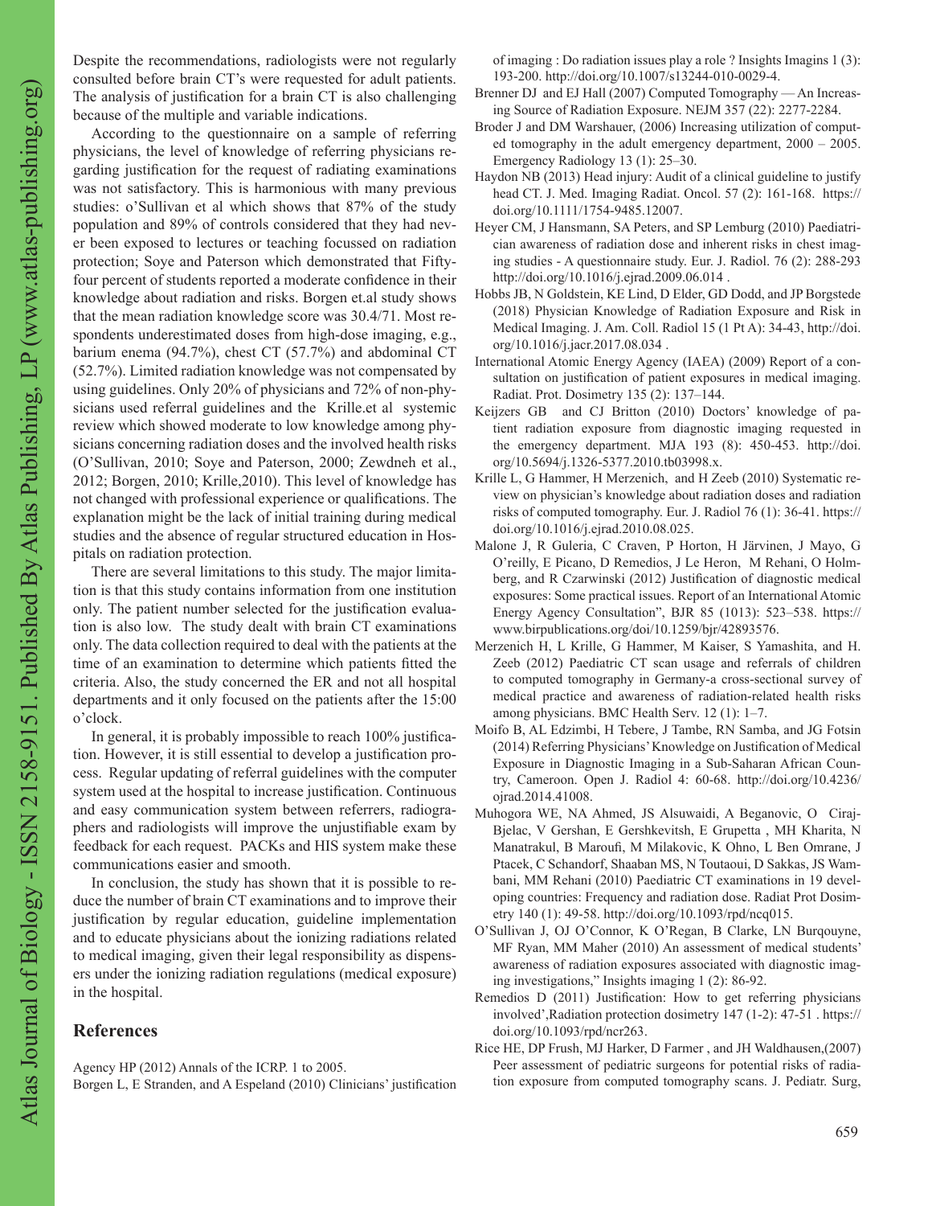Despite the recommendations, radiologists were not regularly consulted before brain CT's were requested for adult patients. The analysis of justification for a brain CT is also challenging because of the multiple and variable indications.

According to the questionnaire on a sample of referring physicians, the level of knowledge of referring physicians regarding justification for the request of radiating examinations was not satisfactory. This is harmonious with many previous studies: o'Sullivan et al which shows that 87% of the study population and 89% of controls considered that they had never been exposed to lectures or teaching focussed on radiation protection; Soye and Paterson which demonstrated that Fifty-four percent of students reported a moderate confidence in their knowledge about radiation and risks. Borgen et.al study shows that the mean radiation knowledge score was 30.4/71. Most respondents underestimated doses from high-dose imaging, e.g., barium enema (94.7%), chest CT (57.7%) and abdominal CT (52.7%). Limited radiation knowledge was not compensated by using guidelines. Only 20% of physicians and 72% of non-physicians used referral guidelines and the Krille.et al systemic review which showed moderate to low knowledge among physicians concerning radiation doses and the involved health risks (O'Sullivan, 2010; Soye and Paterson, 2000; Zewdneh et al., 2012; Borgen, 2010; Krille,2010). This level of knowledge has not changed with professional experience or qualifications. The explanation might be the lack of initial training during medical studies and the absence of regular structured education in Hospitals on radiation protection.

There are several limitations to this study. The major limitation is that this study contains information from one institution only. The patient number selected for the justification evaluation is also low. The study dealt with brain CT examinations only. The data collection required to deal with the patients at the time of an examination to determine which patients fitted the criteria. Also, the study concerned the ER and not all hospital departments and it only focused on the patients after the 15:00 o'clock.

In general, it is probably impossible to reach 100% justification. However, it is still essential to develop a justification process. Regular updating of referral guidelines with the computer system used at the hospital to increase justification. Continuous and easy communication system between referrers, radiographers and radiologists will improve the unjustifiable exam by feedback for each request. PACKs and HIS system make these communications easier and smooth.

In conclusion, the study has shown that it is possible to reduce the number of brain CT examinations and to improve their justification by regular education, guideline implementation and to educate physicians about the ionizing radiations related to medical imaging, given their legal responsibility as dispensers under the ionizing radiation regulations (medical exposure) in the hospital.

## References

Agency HP (2012) Annals of the ICRP. 1 to 2005.

Borgen L, E Stranden, and A Espeland (2010) Clinicians' justification of imaging : Do radiation issues play a role ? Insights Imagins 1 (3): 193-200. http://doi.org/10.1007/s13244-010-0029-4.

Brenner DJ and EJ Hall (2007) Computed Tomography — An Increasing Source of Radiation Exposure. NEJM 357 (22): 2277-2284.

Broder J and DM Warshauer, (2006) Increasing utilization of computed tomography in the adult emergency department, 2000 – 2005. Emergency Radiology 13 (1): 25–30.

Haydon NB (2013) Head injury: Audit of a clinical guideline to justify head CT. J. Med. Imaging Radiat. Oncol. 57 (2): 161-168. https://doi.org/10.1111/1754-9485.12007.

Heyer CM, J Hansmann, SA Peters, and SP Lemburg (2010) Paediatrician awareness of radiation dose and inherent risks in chest imaging studies - A questionnaire study. Eur. J. Radiol. 76 (2): 288-293 http://doi.org/10.1016/j.ejrad.2009.06.014 .

Hobbs JB, N Goldstein, KE Lind, D Elder, GD Dodd, and JP Borgstede (2018) Physician Knowledge of Radiation Exposure and Risk in Medical Imaging. J. Am. Coll. Radiol 15 (1 Pt A): 34-43, http://doi.org/10.1016/j.jacr.2017.08.034 .

International Atomic Energy Agency (IAEA) (2009) Report of a consultation on justification of patient exposures in medical imaging. Radiat. Prot. Dosimetry 135 (2): 137–144.

Keijzers GB and CJ Britton (2010) Doctors' knowledge of patient radiation exposure from diagnostic imaging requested in the emergency department. MJA 193 (8): 450-453. http://doi.org/10.5694/j.1326-5377.2010.tb03998.x.

Krille L, G Hammer, H Merzenich, and H Zeeb (2010) Systematic review on physician's knowledge about radiation doses and radiation risks of computed tomography. Eur. J. Radiol 76 (1): 36-41. https://doi.org/10.1016/j.ejrad.2010.08.025.

Malone J, R Guleria, C Craven, P Horton, H Järvinen, J Mayo, G O'reilly, E Picano, D Remedios, J Le Heron, M Rehani, O Holmberg, and R Czarwinski (2012) Justification of diagnostic medical exposures: Some practical issues. Report of an International Atomic Energy Agency Consultation", BJR 85 (1013): 523–538. https://www.birpublications.org/doi/10.1259/bjr/42893576.

Merzenich H, L Krille, G Hammer, M Kaiser, S Yamashita, and H. Zeeb (2012) Paediatric CT scan usage and referrals of children to computed tomography in Germany-a cross-sectional survey of medical practice and awareness of radiation-related health risks among physicians. BMC Health Serv. 12 (1): 1–7.

Moifo B, AL Edzimbi, H Tebere, J Tambe, RN Samba, and JG Fotsin (2014) Referring Physicians' Knowledge on Justification of Medical Exposure in Diagnostic Imaging in a Sub-Saharan African Country, Cameroon. Open J. Radiol 4: 60-68. http://doi.org/10.4236/ojrad.2014.41008.

Muhogora WE, NA Ahmed, JS Alsuwaidi, A Beganovic, O Ciraj-Bjelac, V Gershan, E Gershkevitsh, E Grupetta , MH Kharita, N Manatrakul, B Maroufi, M Milakovic, K Ohno, L Ben Omrane, J Ptacek, C Schandorf, Shaaban MS, N Toutaoui, D Sakkas, JS Wambani, MM Rehani (2010) Paediatric CT examinations in 19 developing countries: Frequency and radiation dose. Radiat Prot Dosimetry 140 (1): 49-58. http://doi.org/10.1093/rpd/ncq015.

O'Sullivan J, OJ O'Connor, K O'Regan, B Clarke, LN Burqouyne, MF Ryan, MM Maher (2010) An assessment of medical students' awareness of radiation exposures associated with diagnostic imaging investigations," Insights imaging 1 (2): 86-92.

Remedios D (2011) Justification: How to get referring physicians involved',Radiation protection dosimetry 147 (1-2): 47-51 . https://doi.org/10.1093/rpd/ncr263.

Rice HE, DP Frush, MJ Harker, D Farmer , and JH Waldhausen,(2007) Peer assessment of pediatric surgeons for potential risks of radiation exposure from computed tomography scans. J. Pediatr. Surg,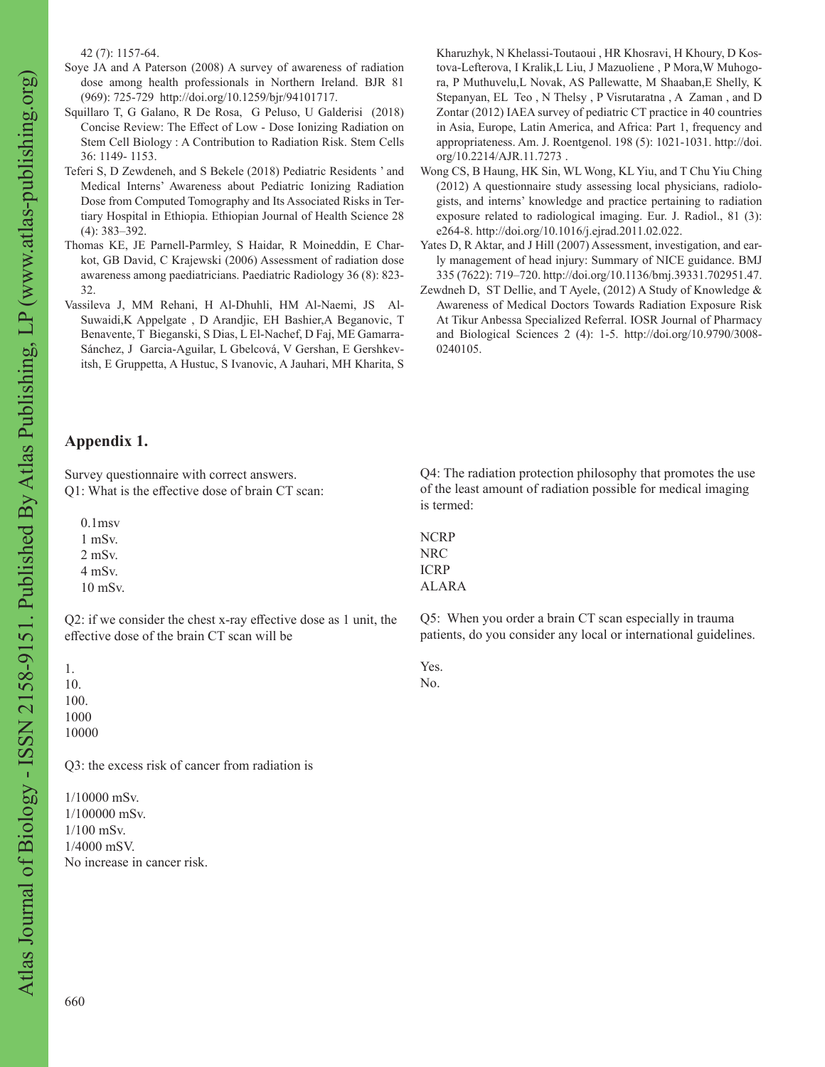42 (7): 1157-64.

Soye JA and A Paterson (2008) A survey of awareness of radiation dose among health professionals in Northern Ireland. BJR 81 (969): 725-729 http://doi.org/10.1259/bjr/94101717.

Squillaro T, G Galano, R De Rosa, G Peluso, U Galderisi (2018) Concise Review: The Effect of Low - Dose Ionizing Radiation on Stem Cell Biology : A Contribution to Radiation Risk. Stem Cells 36: 1149- 1153.

Teferi S, D Zewdeneh, and S Bekele (2018) Pediatric Residents ' and Medical Interns' Awareness about Pediatric Ionizing Radiation Dose from Computed Tomography and Its Associated Risks in Tertiary Hospital in Ethiopia. Ethiopian Journal of Health Science 28 (4): 383–392.

Thomas KE, JE Parnell-Parmley, S Haidar, R Moineddin, E Charkot, GB David, C Krajewski (2006) Assessment of radiation dose awareness among paediatricians. Paediatric Radiology 36 (8): 823-32.

Vassileva J, MM Rehani, H Al-Dhuhli, HM Al-Naemi, JS Al-Suwaidi,K Appelgate , D Arandjic, EH Bashier,A Beganovic, T Benavente, T Bieganski, S Dias, L El-Nachef, D Faj, ME Gamarra-Sánchez, J Garcia-Aguilar, L Gbelcová, V Gershan, E Gershkevitsh, E Gruppetta, A Hustuc, S Ivanovic, A Jauhari, MH Kharita, S Kharuzhyk, N Khelassi-Toutaoui , HR Khosravi, H Khoury, D Kostova-Lefterova, I Kralik,L Liu, J Mazuoliene , P Mora,W Muhogora, P Muthuvelu,L Novak, AS Pallewatte, M Shaaban,E Shelly, K Stepanyan, EL Teo , N Thelsy , P Visrutaratna , A Zaman , and D Zontar (2012) IAEA survey of pediatric CT practice in 40 countries in Asia, Europe, Latin America, and Africa: Part 1, frequency and appropriateness. Am. J. Roentgenol. 198 (5): 1021-1031. http://doi.org/10.2214/AJR.11.7273 .

Wong CS, B Haung, HK Sin, WL Wong, KL Yiu, and T Chu Yiu Ching (2012) A questionnaire study assessing local physicians, radiologists, and interns' knowledge and practice pertaining to radiation exposure related to radiological imaging. Eur. J. Radiol., 81 (3): e264-8. http://doi.org/10.1016/j.ejrad.2011.02.022.

Yates D, R Aktar, and J Hill (2007) Assessment, investigation, and early management of head injury: Summary of NICE guidance. BMJ 335 (7622): 719–720. http://doi.org/10.1136/bmj.39331.702951.47.

Zewdneh D, ST Dellie, and T Ayele, (2012) A Study of Knowledge & Awareness of Medical Doctors Towards Radiation Exposure Risk At Tikur Anbessa Specialized Referral. IOSR Journal of Pharmacy and Biological Sciences 2 (4): 1-5. http://doi.org/10.9790/3008-0240105.

## Appendix 1.

Survey questionnaire with correct answers.

Q1: What is the effective dose of brain CT scan:

0.1msv
1 mSv.
2 mSv.
4 mSv.
10 mSv.

Q2: if we consider the chest x-ray effective dose as 1 unit, the effective dose of the brain CT scan will be

1.
10.
100.
1000
10000

Q3: the excess risk of cancer from radiation is

1/10000 mSv.
1/100000 mSv.
1/100 mSv.
1/4000 mSV.
No increase in cancer risk.

Q4: The radiation protection philosophy that promotes the use of the least amount of radiation possible for medical imaging is termed:

NCRP
NRC
ICRP
ALARA

Q5: When you order a brain CT scan especially in trauma patients, do you consider any local or international guidelines.

Yes.
No.